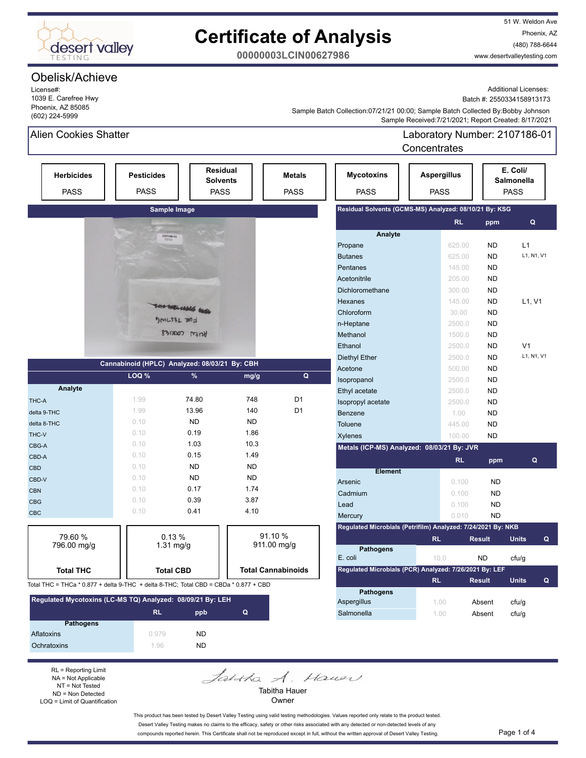# Certificate of Analysis

**00000003LCIN00627986**

desert valley TESTING

51 W. Weldon Ave
Phoenix, AZ
(480) 788-6644
www.desertvalleytesting.com

## Obelisk/Achieve

License#:
1039 E. Carefree Hwy
Phoenix, AZ 85085
(602) 224-5999

Additional Licenses:
Batch #: 2550334158913173
Sample Batch Collection:07/21/21 00:00; Sample Batch Collected By:Bobby Johnson
Sample Received:7/21/2021; Report Created: 8/17/2021

## Alien Cookies Shatter

Laboratory Number: 2107186-01
Concentrates

| Herbicides | Pesticides | Residual Solvents | Metals | Mycotoxins | Aspergillus | E. Coli/ Salmonella |
|---|---|---|---|---|---|---|
| PASS | PASS | PASS | PASS | PASS | PASS | PASS |

**Sample Image**

### Cannabinoid (HPLC) Analyzed: 08/03/21 By: CBH

| Analyte | LOQ % | % | mg/g | Q |
|---|---|---|---|---|
| THC-A | 1.99 | 74.80 | 748 | D1 |
| delta 9-THC | 1.99 | 13.96 | 140 | D1 |
| delta 8-THC | 0.10 | ND | ND | |
| THC-V | 0.10 | 0.19 | 1.86 | |
| CBG-A | 0.10 | 1.03 | 10.3 | |
| CBD-A | 0.10 | 0.15 | 1.49 | |
| CBD | 0.10 | ND | ND | |
| CBD-V | 0.10 | ND | ND | |
| CBN | 0.10 | 0.17 | 1.74 | |
| CBG | 0.10 | 0.39 | 3.87 | |
| CBC | 0.10 | 0.41 | 4.10 | |

| Total THC | Total CBD | Total Cannabinoids |
|---|---|---|
| 79.60 % 796.00 mg/g | 0.13 % 1.31 mg/g | 91.10 % 911.00 mg/g |

Total THC = THCa * 0.877 + delta 9-THC + delta 8-THC; Total CBD = CBDa * 0.877 + CBD

### Regulated Mycotoxins (LC-MS TQ) Analyzed: 08/09/21 By: LEH

| Pathogens | RL | ppb | Q |
|---|---|---|---|
| Aflatoxins | 0.979 | ND | |
| Ochratoxins | 1.96 | ND | |

### Residual Solvents (GCMS-MS) Analyzed: 08/10/21 By: KSG

| Analyte | RL | ppm | Q |
|---|---|---|---|
| Propane | 625.00 | ND | L1 |
| Butanes | 625.00 | ND | L1, N1, V1 |
| Pentanes | 145.00 | ND | |
| Acetonitrile | 205.00 | ND | |
| Dichloromethane | 300.00 | ND | |
| Hexanes | 145.00 | ND | L1, V1 |
| Chloroform | 30.00 | ND | |
| n-Heptane | 2500.0 | ND | |
| Methanol | 1500.0 | ND | |
| Ethanol | 2500.0 | ND | V1 |
| Diethyl Ether | 2500.0 | ND | L1, N1, V1 |
| Acetone | 500.00 | ND | |
| Isopropanol | 2500.0 | ND | |
| Ethyl acetate | 2500.0 | ND | |
| Isopropyl acetate | 2500.0 | ND | |
| Benzene | 1.00 | ND | |
| Toluene | 445.00 | ND | |
| Xylenes | 100.00 | ND | |

### Metals (ICP-MS) Analyzed: 08/03/21 By: JVR

| Element | RL | ppm | Q |
|---|---|---|---|
| Arsenic | 0.100 | ND | |
| Cadmium | 0.100 | ND | |
| Lead | 0.100 | ND | |
| Mercury | 0.010 | ND | |

### Regulated Microbials (Petrifilm) Analyzed: 7/24/2021 By: NKB

| Pathogens | RL | Result | Units | Q |
|---|---|---|---|---|
| E. coli | 10.0 | ND | cfu/g | |

### Regulated Microbials (PCR) Analyzed: 7/26/2021 By: LEF

| Pathogens | RL | Result | Units | Q |
|---|---|---|---|---|
| Aspergillus | 1.00 | Absent | cfu/g | |
| Salmonella | 1.00 | Absent | cfu/g | |

RL = Reporting Limit
NA = Not Applicable
NT = Not Tested
ND = Non Detected
LOQ = Limit of Quantification

Tabitha Hauer
Owner

This product has been tested by Desert Valley Testing using valid testing methodologies. Values reported only relate to the product tested. Desert Valley Testing makes no claims to the efficacy, safety or other risks associated with any detected or non-detected levels of any compounds reported herein. This Certificate shall not be reproduced except in full, without the written approval of Desert Valley Testing.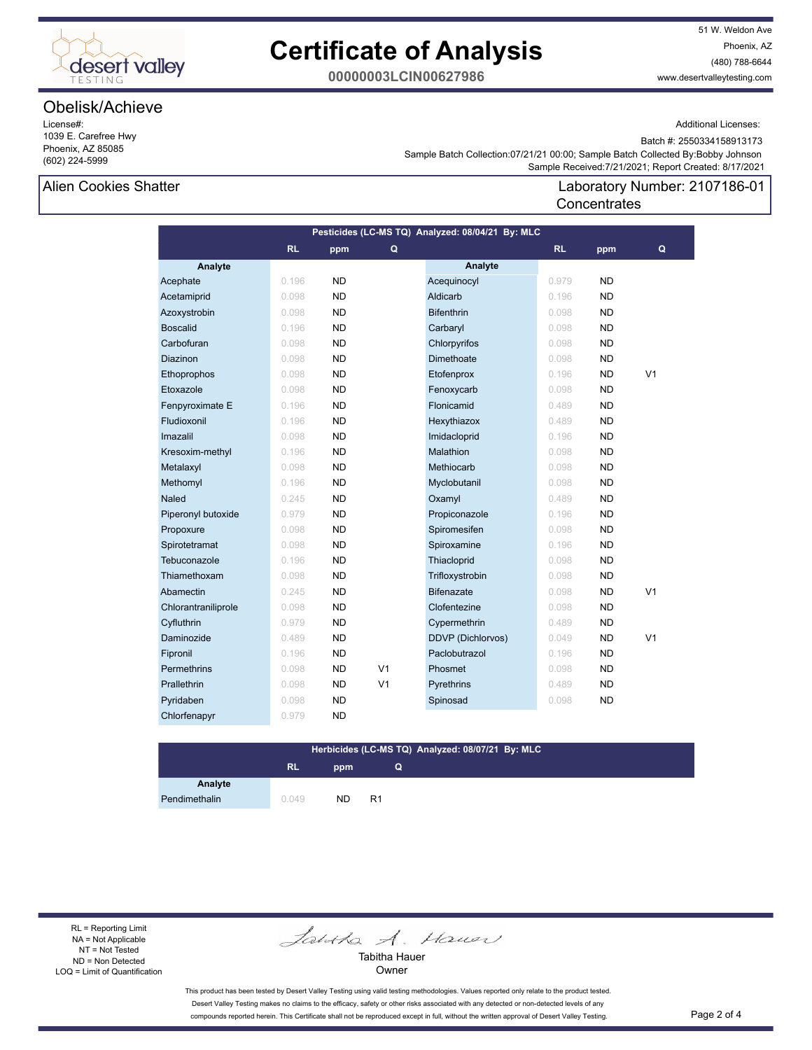# Certificate of Analysis

**00000003LCIN00627986**

51 W. Weldon Ave
Phoenix, AZ
(480) 788-6644
www.desertvalleytesting.com

## Obelisk/Achieve

License#:
1039 E. Carefree Hwy
Phoenix, AZ 85085
(602) 224-5999

Additional Licenses:
Batch #: 2550334158913173
Sample Batch Collection:07/21/21 00:00; Sample Batch Collected By:Bobby Johnson
Sample Received:7/21/2021; Report Created: 8/17/2021

**Alien Cookies Shatter**

Laboratory Number: 2107186-01
Concentrates

**Pesticides (LC-MS TQ) Analyzed: 08/04/21 By: MLC**

| Analyte | RL | ppm | Q | Analyte | RL | ppm | Q |
|---|---|---|---|---|---|---|---|
| Acephate | 0.196 | ND | | Acequinocyl | 0.979 | ND | |
| Acetamiprid | 0.098 | ND | | Aldicarb | 0.196 | ND | |
| Azoxystrobin | 0.098 | ND | | Bifenthrin | 0.098 | ND | |
| Boscalid | 0.196 | ND | | Carbaryl | 0.098 | ND | |
| Carbofuran | 0.098 | ND | | Chlorpyrifos | 0.098 | ND | |
| Diazinon | 0.098 | ND | | Dimethoate | 0.098 | ND | |
| Ethoprophos | 0.098 | ND | | Etofenprox | 0.196 | ND | V1 |
| Etoxazole | 0.098 | ND | | Fenoxycarb | 0.098 | ND | |
| Fenpyroximate E | 0.196 | ND | | Flonicamid | 0.489 | ND | |
| Fludioxonil | 0.196 | ND | | Hexythiazox | 0.489 | ND | |
| Imazalil | 0.098 | ND | | Imidacloprid | 0.196 | ND | |
| Kresoxim-methyl | 0.196 | ND | | Malathion | 0.098 | ND | |
| Metalaxyl | 0.098 | ND | | Methiocarb | 0.098 | ND | |
| Methomyl | 0.196 | ND | | Myclobutanil | 0.098 | ND | |
| Naled | 0.245 | ND | | Oxamyl | 0.489 | ND | |
| Piperonyl butoxide | 0.979 | ND | | Propiconazole | 0.196 | ND | |
| Propoxure | 0.098 | ND | | Spiromesifen | 0.098 | ND | |
| Spirotetramat | 0.098 | ND | | Spiroxamine | 0.196 | ND | |
| Tebuconazole | 0.196 | ND | | Thiacloprid | 0.098 | ND | |
| Thiamethoxam | 0.098 | ND | | Trifloxystrobin | 0.098 | ND | |
| Abamectin | 0.245 | ND | | Bifenazate | 0.098 | ND | V1 |
| Chlorantraniliprole | 0.098 | ND | | Clofentezine | 0.098 | ND | |
| Cyfluthrin | 0.979 | ND | | Cypermethrin | 0.489 | ND | |
| Daminozide | 0.489 | ND | | DDVP (Dichlorvos) | 0.049 | ND | V1 |
| Fipronil | 0.196 | ND | | Paclobutrazol | 0.196 | ND | |
| Permethrins | 0.098 | ND | V1 | Phosmet | 0.098 | ND | |
| Prallethrin | 0.098 | ND | V1 | Pyrethrins | 0.489 | ND | |
| Pyridaben | 0.098 | ND | | Spinosad | 0.098 | ND | |
| Chlorfenapyr | 0.979 | ND | | | | | |

**Herbicides (LC-MS TQ) Analyzed: 08/07/21 By: MLC**

| Analyte | RL | ppm | Q |
|---|---|---|---|
| Pendimethalin | 0.049 | ND | R1 |

RL = Reporting Limit
NA = Not Applicable
NT = Not Tested
ND = Non Detected
LOQ = Limit of Quantification

Tabitha A. Hauer
Tabitha Hauer
Owner

This product has been tested by Desert Valley Testing using valid testing methodologies. Values reported only relate to the product tested. Desert Valley Testing makes no claims to the efficacy, safety or other risks associated with any detected or non-detected levels of any compounds reported herein. This Certificate shall not be reproduced except in full, without the written approval of Desert Valley Testing.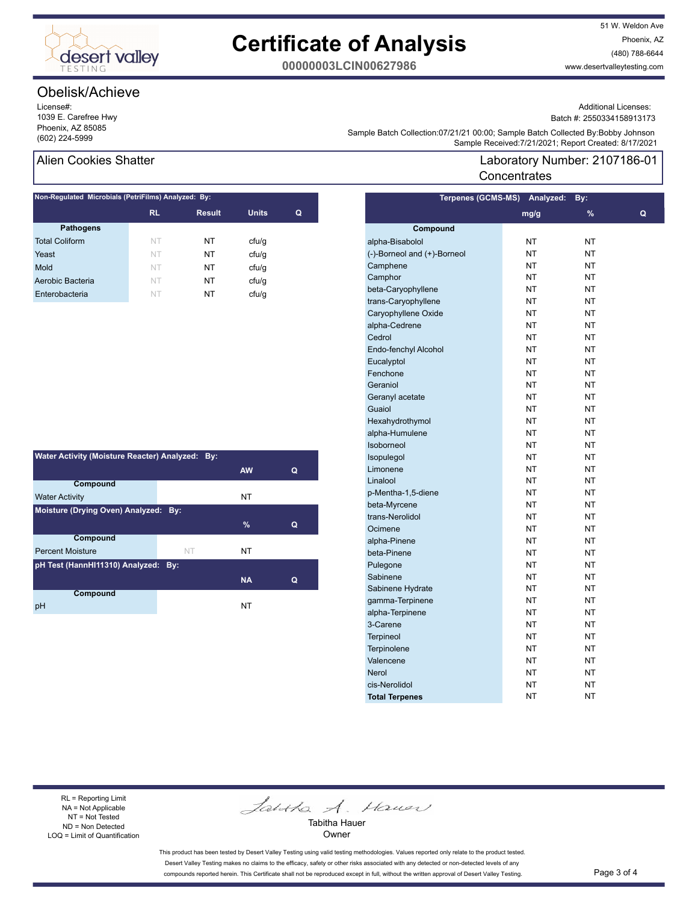# Certificate of Analysis

**00000003LCIN00627986**

51 W. Weldon Ave
Phoenix, AZ
(480) 788-6644
www.desertvalleytesting.com

## Obelisk/Achieve

License#:
1039 E. Carefree Hwy
Phoenix, AZ 85085
(602) 224-5999

Additional Licenses:
Batch #: 2550334158913173
Sample Batch Collection:07/21/21 00:00; Sample Batch Collected By:Bobby Johnson
Sample Received:7/21/2021; Report Created: 8/17/2021

## Alien Cookies Shatter

Laboratory Number: 2107186-01
Concentrates

**Non-Regulated Microbials (PetriFilms) Analyzed: By:**

| Pathogens | RL | Result | Units | Q |
|---|---|---|---|---|
| Total Coliform | NT | NT | cfu/g | |
| Yeast | NT | NT | cfu/g | |
| Mold | NT | NT | cfu/g | |
| Aerobic Bacteria | NT | NT | cfu/g | |
| Enterobacteria | NT | NT | cfu/g | |

**Water Activity (Moisture Reacter) Analyzed: By:**

| Compound | AW | Q |
|---|---|---|
| Water Activity | NT | |

**Moisture (Drying Oven) Analyzed: By:**

| Compound | | % | Q |
|---|---|---|---|
| Percent Moisture | NT | NT | |

**pH Test (HannHI11310) Analyzed: By:**

| Compound | NA | Q |
|---|---|---|
| pH | NT | |

**Terpenes (GCMS-MS) Analyzed: By:**

| Compound | mg/g | % | Q |
|---|---|---|---|
| alpha-Bisabolol | NT | NT | |
| (-)-Borneol and (+)-Borneol | NT | NT | |
| Camphene | NT | NT | |
| Camphor | NT | NT | |
| beta-Caryophyllene | NT | NT | |
| trans-Caryophyllene | NT | NT | |
| Caryophyllene Oxide | NT | NT | |
| alpha-Cedrene | NT | NT | |
| Cedrol | NT | NT | |
| Endo-fenchyl Alcohol | NT | NT | |
| Eucalyptol | NT | NT | |
| Fenchone | NT | NT | |
| Geraniol | NT | NT | |
| Geranyl acetate | NT | NT | |
| Guaiol | NT | NT | |
| Hexahydrothymol | NT | NT | |
| alpha-Humulene | NT | NT | |
| Isoborneol | NT | NT | |
| Isopulegol | NT | NT | |
| Limonene | NT | NT | |
| Linalool | NT | NT | |
| p-Mentha-1,5-diene | NT | NT | |
| beta-Myrcene | NT | NT | |
| trans-Nerolidol | NT | NT | |
| Ocimene | NT | NT | |
| alpha-Pinene | NT | NT | |
| beta-Pinene | NT | NT | |
| Pulegone | NT | NT | |
| Sabinene | NT | NT | |
| Sabinene Hydrate | NT | NT | |
| gamma-Terpinene | NT | NT | |
| alpha-Terpinene | NT | NT | |
| 3-Carene | NT | NT | |
| Terpineol | NT | NT | |
| Terpinolene | NT | NT | |
| Valencene | NT | NT | |
| Nerol | NT | NT | |
| cis-Nerolidol | NT | NT | |
| **Total Terpenes** | NT | NT | |

RL = Reporting Limit
NA = Not Applicable
NT = Not Tested
ND = Non Detected
LOQ = Limit of Quantification

Tabitha Hauer
Owner

This product has been tested by Desert Valley Testing using valid testing methodologies. Values reported only relate to the product tested. Desert Valley Testing makes no claims to the efficacy, safety or other risks associated with any detected or non-detected levels of any compounds reported herein. This Certificate shall not be reproduced except in full, without the written approval of Desert Valley Testing.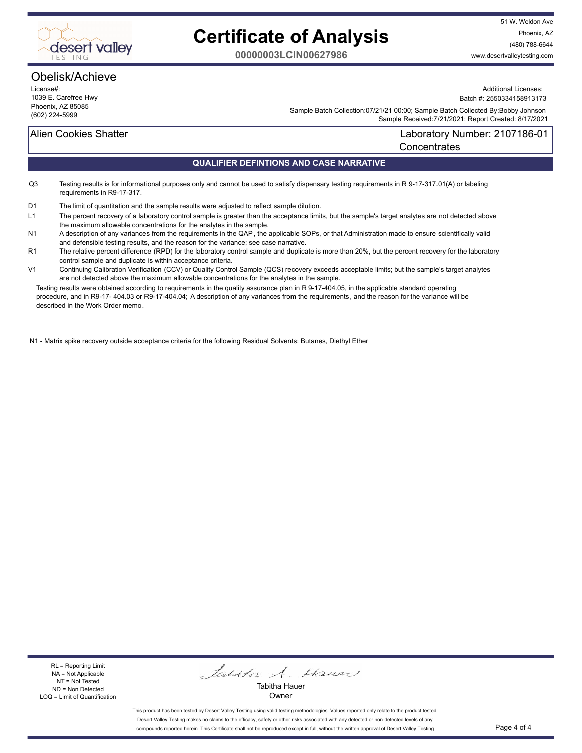# Certificate of Analysis

**00000003LCIN00627986**

51 W. Weldon Ave
Phoenix, AZ
(480) 788-6644
www.desertvalleytesting.com

## Obelisk/Achieve

License#:
1039 E. Carefree Hwy
Phoenix, AZ 85085
(602) 224-5999

Additional Licenses:
Batch #: 2550334158913173
Sample Batch Collection:07/21/21 00:00; Sample Batch Collected By:Bobby Johnson
Sample Received:7/21/2021; Report Created: 8/17/2021

Alien Cookies Shatter

Laboratory Number: 2107186-01
Concentrates

### QUALIFIER DEFINTIONS AND CASE NARRATIVE

| | |
|---|---|
| Q3 | Testing results is for informational purposes only and cannot be used to satisfy dispensary testing requirements in R 9-17-317.01(A) or labeling requirements in R9-17-317. |
| D1 | The limit of quantitation and the sample results were adjusted to reflect sample dilution. |
| L1 | The percent recovery of a laboratory control sample is greater than the acceptance limits, but the sample's target analytes are not detected above the maximum allowable concentrations for the analytes in the sample. |
| N1 | A description of any variances from the requirements in the QAP, the applicable SOPs, or that Administration made to ensure scientifically valid and defensible testing results, and the reason for the variance; see case narrative. |
| R1 | The relative percent difference (RPD) for the laboratory control sample and duplicate is more than 20%, but the percent recovery for the laboratory control sample and duplicate is within acceptance criteria. |
| V1 | Continuing Calibration Verification (CCV) or Quality Control Sample (QCS) recovery exceeds acceptable limits; but the sample's target analytes are not detected above the maximum allowable concentrations for the analytes in the sample. |

Testing results were obtained according to requirements in the quality assurance plan in R 9-17-404.05, in the applicable standard operating procedure, and in R9-17- 404.03 or R9-17-404.04; A description of any variances from the requirements, and the reason for the variance will be described in the Work Order memo.

N1 - Matrix spike recovery outside acceptance criteria for the following Residual Solvents: Butanes, Diethyl Ether

RL = Reporting Limit
NA = Not Applicable
NT = Not Tested
ND = Non Detected
LOQ = Limit of Quantification

Tabitha Hauer
Owner

This product has been tested by Desert Valley Testing using valid testing methodologies. Values reported only relate to the product tested. Desert Valley Testing makes no claims to the efficacy, safety or other risks associated with any detected or non-detected levels of any compounds reported herein. This Certificate shall not be reproduced except in full, without the written approval of Desert Valley Testing.